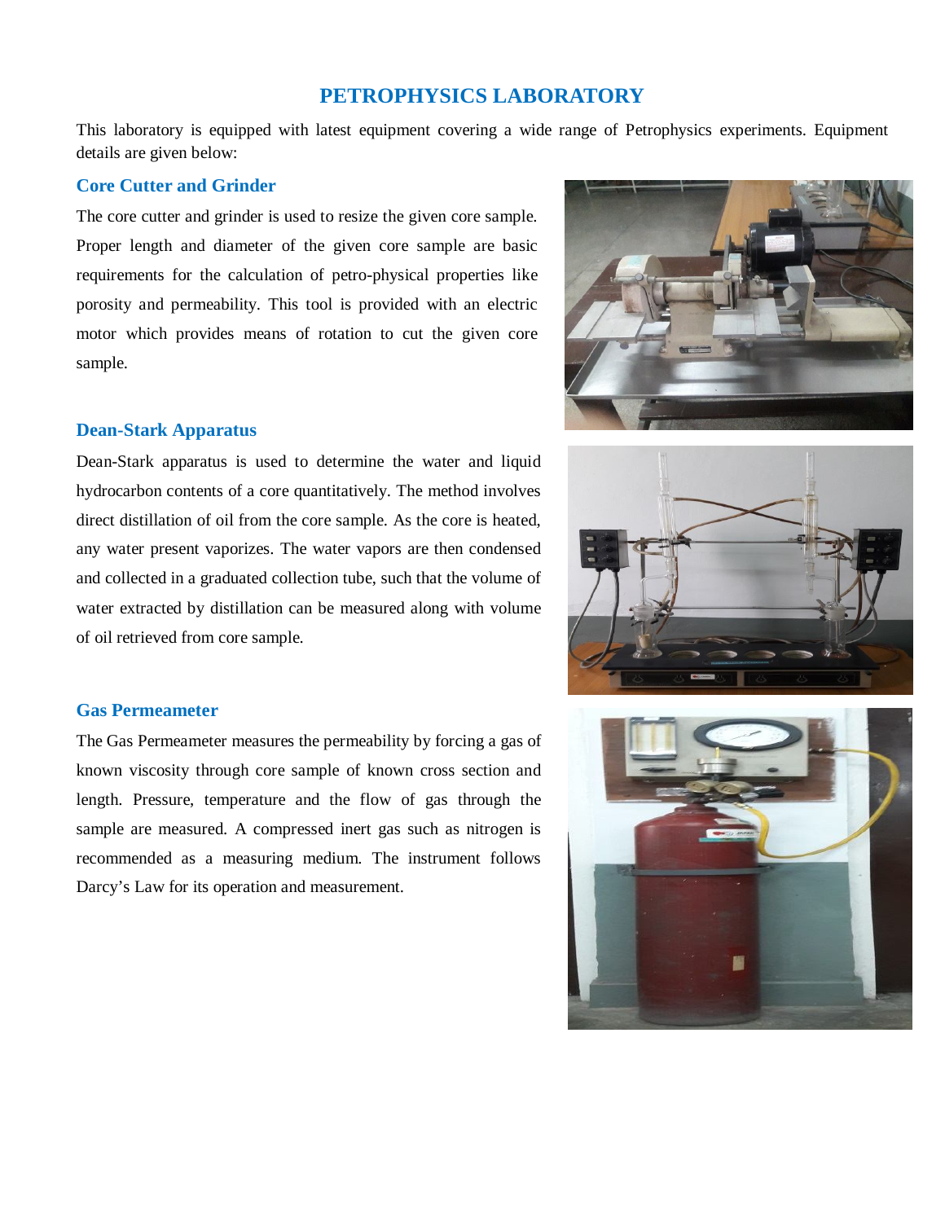# PETROPHYSICS LABORATORY

This laboratory is equipped with latest equipment covering a wide range of Petrophysics experiments. Equipment details are given below:

## Core Cutter and Grinder

The core cutter and grinder is used to resize the given core sample. Proper length and diameter of the given core sample are basic requirements for the calculation of petro-physical properties like porosity and permeability. This tool is provided with an electric motor which provides means of rotation to cut the given core sample.

## Dean-Stark Apparatus

Dean-Stark apparatus is used to determine the water and liquid hydrocarbon contents of a core quantitatively. The method involves direct distillation of oil from the core sample. As the core is heated, any water present vaporizes. The water vapors are then condensed and collected in a graduated collection tube, such that the volume of water extracted by distillation can be measured along with volume of oil retrieved from core sample.

## Gas Permeameter

The Gas Permeameter measures the permeability by forcing a gas of known viscosity through core sample of known cross section and length. Pressure, temperature and the flow of gas through the sample are measured. A compressed inert gas such as nitrogen is recommended as a measuring medium. The instrument follows Darcy's Law for its operation and measurement.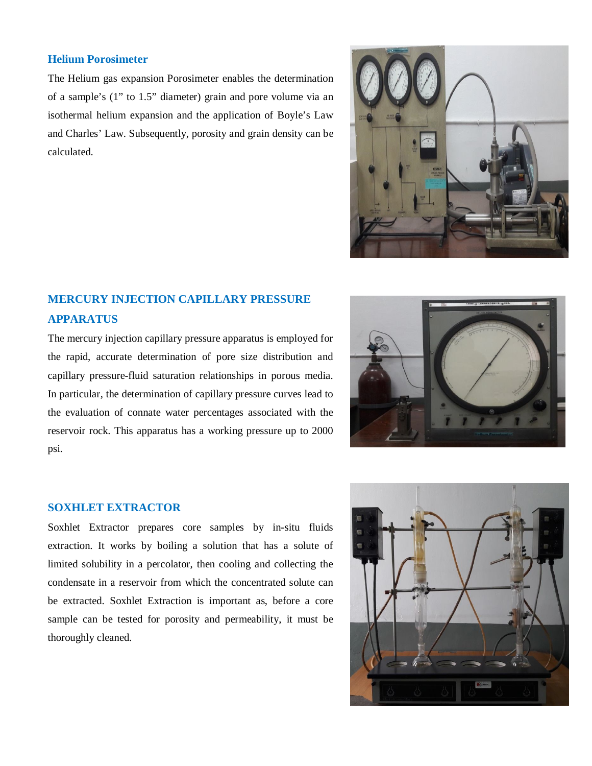## Helium Porosimeter

The Helium gas expansion Porosimeter enables the determination of a sample's (1" to 1.5" diameter) grain and pore volume via an isothermal helium expansion and the application of Boyle's Law and Charles' Law. Subsequently, porosity and grain density can be calculated.

## MERCURY INJECTION CAPILLARY PRESSURE APPARATUS

The mercury injection capillary pressure apparatus is employed for the rapid, accurate determination of pore size distribution and capillary pressure-fluid saturation relationships in porous media. In particular, the determination of capillary pressure curves lead to the evaluation of connate water percentages associated with the reservoir rock. This apparatus has a working pressure up to 2000 psi.

## SOXHLET EXTRACTOR

Soxhlet Extractor prepares core samples by in-situ fluids extraction. It works by boiling a solution that has a solute of limited solubility in a percolator, then cooling and collecting the condensate in a reservoir from which the concentrated solute can be extracted. Soxhlet Extraction is important as, before a core sample can be tested for porosity and permeability, it must be thoroughly cleaned.